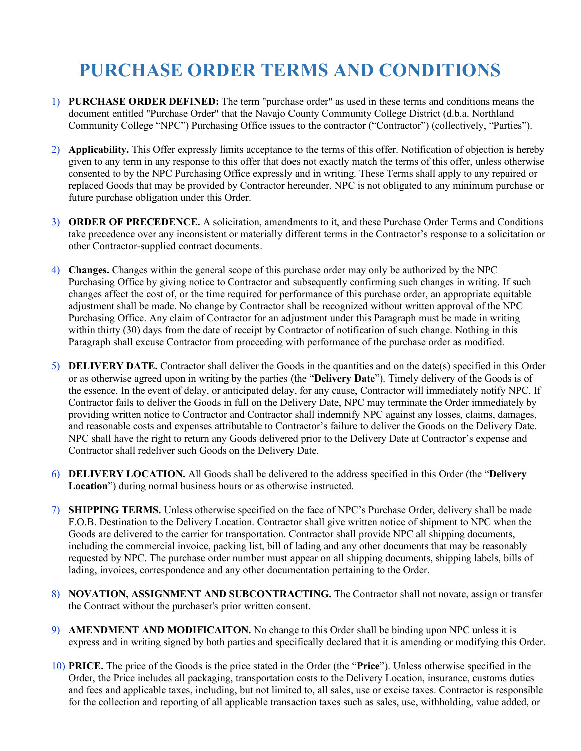# PURCHASE ORDER TERMS AND CONDITIONS

1) **PURCHASE ORDER DEFINED:** The term "purchase order" as used in these terms and conditions means the document entitled "Purchase Order" that the Navajo County Community College District (d.b.a. Northland Community College "NPC") Purchasing Office issues to the contractor ("Contractor") (collectively, "Parties").

2) **Applicability.** This Offer expressly limits acceptance to the terms of this offer. Notification of objection is hereby given to any term in any response to this offer that does not exactly match the terms of this offer, unless otherwise consented to by the NPC Purchasing Office expressly and in writing. These Terms shall apply to any repaired or replaced Goods that may be provided by Contractor hereunder. NPC is not obligated to any minimum purchase or future purchase obligation under this Order.

3) **ORDER OF PRECEDENCE.** A solicitation, amendments to it, and these Purchase Order Terms and Conditions take precedence over any inconsistent or materially different terms in the Contractor's response to a solicitation or other Contractor-supplied contract documents.

4) **Changes.** Changes within the general scope of this purchase order may only be authorized by the NPC Purchasing Office by giving notice to Contractor and subsequently confirming such changes in writing. If such changes affect the cost of, or the time required for performance of this purchase order, an appropriate equitable adjustment shall be made. No change by Contractor shall be recognized without written approval of the NPC Purchasing Office. Any claim of Contractor for an adjustment under this Paragraph must be made in writing within thirty (30) days from the date of receipt by Contractor of notification of such change. Nothing in this Paragraph shall excuse Contractor from proceeding with performance of the purchase order as modified.

5) **DELIVERY DATE.** Contractor shall deliver the Goods in the quantities and on the date(s) specified in this Order or as otherwise agreed upon in writing by the parties (the "**Delivery Date**"). Timely delivery of the Goods is of the essence. In the event of delay, or anticipated delay, for any cause, Contractor will immediately notify NPC. If Contractor fails to deliver the Goods in full on the Delivery Date, NPC may terminate the Order immediately by providing written notice to Contractor and Contractor shall indemnify NPC against any losses, claims, damages, and reasonable costs and expenses attributable to Contractor's failure to deliver the Goods on the Delivery Date. NPC shall have the right to return any Goods delivered prior to the Delivery Date at Contractor's expense and Contractor shall redeliver such Goods on the Delivery Date.

6) **DELIVERY LOCATION.** All Goods shall be delivered to the address specified in this Order (the "**Delivery Location**") during normal business hours or as otherwise instructed.

7) **SHIPPING TERMS.** Unless otherwise specified on the face of NPC's Purchase Order, delivery shall be made F.O.B. Destination to the Delivery Location. Contractor shall give written notice of shipment to NPC when the Goods are delivered to the carrier for transportation. Contractor shall provide NPC all shipping documents, including the commercial invoice, packing list, bill of lading and any other documents that may be reasonably requested by NPC. The purchase order number must appear on all shipping documents, shipping labels, bills of lading, invoices, correspondence and any other documentation pertaining to the Order.

8) **NOVATION, ASSIGNMENT AND SUBCONTRACTING.** The Contractor shall not novate, assign or transfer the Contract without the purchaser's prior written consent.

9) **AMENDMENT AND MODIFICAITON.** No change to this Order shall be binding upon NPC unless it is express and in writing signed by both parties and specifically declared that it is amending or modifying this Order.

10) **PRICE.** The price of the Goods is the price stated in the Order (the "**Price**"). Unless otherwise specified in the Order, the Price includes all packaging, transportation costs to the Delivery Location, insurance, customs duties and fees and applicable taxes, including, but not limited to, all sales, use or excise taxes. Contractor is responsible for the collection and reporting of all applicable transaction taxes such as sales, use, withholding, value added, or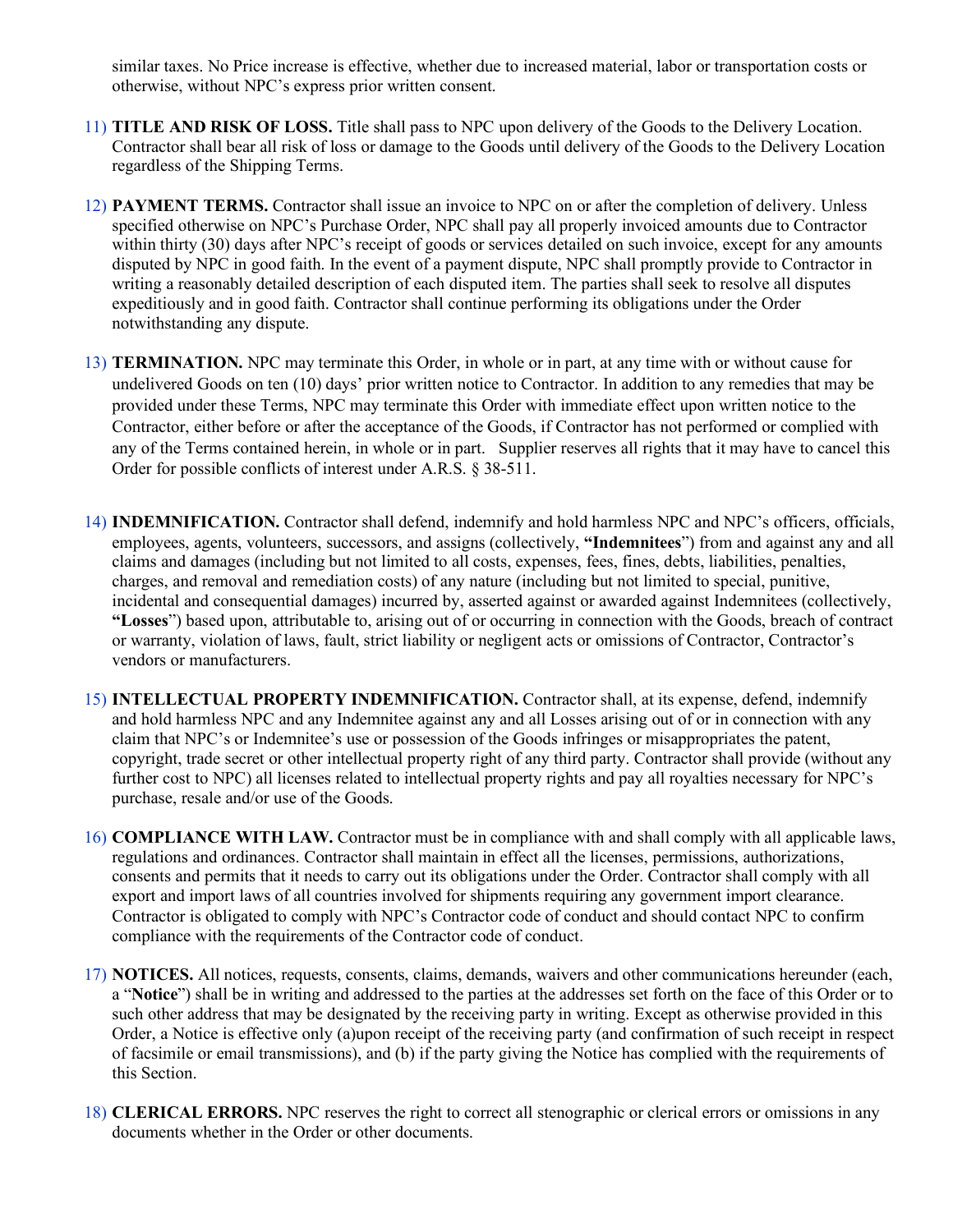similar taxes. No Price increase is effective, whether due to increased material, labor or transportation costs or otherwise, without NPC's express prior written consent.

11) **TITLE AND RISK OF LOSS.** Title shall pass to NPC upon delivery of the Goods to the Delivery Location. Contractor shall bear all risk of loss or damage to the Goods until delivery of the Goods to the Delivery Location regardless of the Shipping Terms.

12) **PAYMENT TERMS.** Contractor shall issue an invoice to NPC on or after the completion of delivery. Unless specified otherwise on NPC's Purchase Order, NPC shall pay all properly invoiced amounts due to Contractor within thirty (30) days after NPC's receipt of goods or services detailed on such invoice, except for any amounts disputed by NPC in good faith. In the event of a payment dispute, NPC shall promptly provide to Contractor in writing a reasonably detailed description of each disputed item. The parties shall seek to resolve all disputes expeditiously and in good faith. Contractor shall continue performing its obligations under the Order notwithstanding any dispute.

13) **TERMINATION.** NPC may terminate this Order, in whole or in part, at any time with or without cause for undelivered Goods on ten (10) days' prior written notice to Contractor. In addition to any remedies that may be provided under these Terms, NPC may terminate this Order with immediate effect upon written notice to the Contractor, either before or after the acceptance of the Goods, if Contractor has not performed or complied with any of the Terms contained herein, in whole or in part. Supplier reserves all rights that it may have to cancel this Order for possible conflicts of interest under A.R.S. § 38-511.

14) **INDEMNIFICATION.** Contractor shall defend, indemnify and hold harmless NPC and NPC's officers, officials, employees, agents, volunteers, successors, and assigns (collectively, **"Indemnitees"**) from and against any and all claims and damages (including but not limited to all costs, expenses, fees, fines, debts, liabilities, penalties, charges, and removal and remediation costs) of any nature (including but not limited to special, punitive, incidental and consequential damages) incurred by, asserted against or awarded against Indemnitees (collectively, **"Losses"**) based upon, attributable to, arising out of or occurring in connection with the Goods, breach of contract or warranty, violation of laws, fault, strict liability or negligent acts or omissions of Contractor, Contractor's vendors or manufacturers.

15) **INTELLECTUAL PROPERTY INDEMNIFICATION.** Contractor shall, at its expense, defend, indemnify and hold harmless NPC and any Indemnitee against any and all Losses arising out of or in connection with any claim that NPC's or Indemnitee's use or possession of the Goods infringes or misappropriates the patent, copyright, trade secret or other intellectual property right of any third party. Contractor shall provide (without any further cost to NPC) all licenses related to intellectual property rights and pay all royalties necessary for NPC's purchase, resale and/or use of the Goods.

16) **COMPLIANCE WITH LAW.** Contractor must be in compliance with and shall comply with all applicable laws, regulations and ordinances. Contractor shall maintain in effect all the licenses, permissions, authorizations, consents and permits that it needs to carry out its obligations under the Order. Contractor shall comply with all export and import laws of all countries involved for shipments requiring any government import clearance. Contractor is obligated to comply with NPC's Contractor code of conduct and should contact NPC to confirm compliance with the requirements of the Contractor code of conduct.

17) **NOTICES.** All notices, requests, consents, claims, demands, waivers and other communications hereunder (each, a "**Notice**") shall be in writing and addressed to the parties at the addresses set forth on the face of this Order or to such other address that may be designated by the receiving party in writing. Except as otherwise provided in this Order, a Notice is effective only (a)upon receipt of the receiving party (and confirmation of such receipt in respect of facsimile or email transmissions), and (b) if the party giving the Notice has complied with the requirements of this Section.

18) **CLERICAL ERRORS.** NPC reserves the right to correct all stenographic or clerical errors or omissions in any documents whether in the Order or other documents.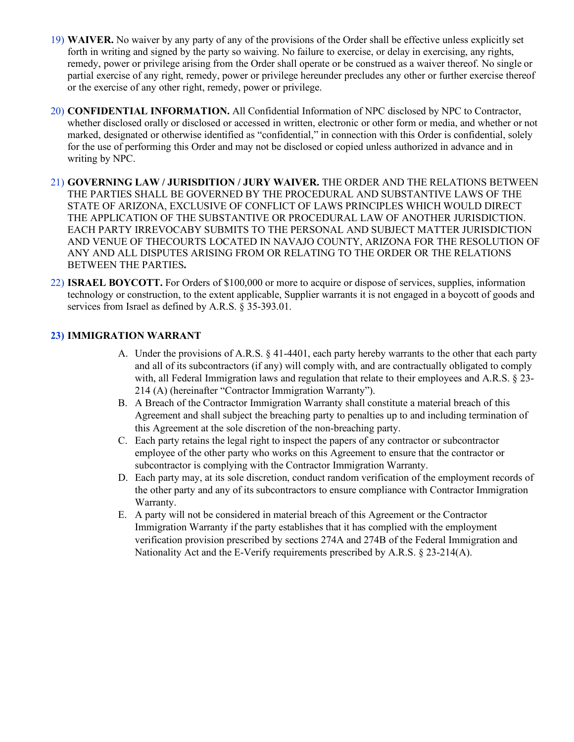19) **WAIVER.** No waiver by any party of any of the provisions of the Order shall be effective unless explicitly set forth in writing and signed by the party so waiving. No failure to exercise, or delay in exercising, any rights, remedy, power or privilege arising from the Order shall operate or be construed as a waiver thereof. No single or partial exercise of any right, remedy, power or privilege hereunder precludes any other or further exercise thereof or the exercise of any other right, remedy, power or privilege.

20) **CONFIDENTIAL INFORMATION.** All Confidential Information of NPC disclosed by NPC to Contractor, whether disclosed orally or disclosed or accessed in written, electronic or other form or media, and whether or not marked, designated or otherwise identified as "confidential," in connection with this Order is confidential, solely for the use of performing this Order and may not be disclosed or copied unless authorized in advance and in writing by NPC.

21) **GOVERNING LAW / JURISDITION / JURY WAIVER.** THE ORDER AND THE RELATIONS BETWEEN THE PARTIES SHALL BE GOVERNED BY THE PROCEDURAL AND SUBSTANTIVE LAWS OF THE STATE OF ARIZONA, EXCLUSIVE OF CONFLICT OF LAWS PRINCIPLES WHICH WOULD DIRECT THE APPLICATION OF THE SUBSTANTIVE OR PROCEDURAL LAW OF ANOTHER JURISDICTION. EACH PARTY IRREVOCABY SUBMITS TO THE PERSONAL AND SUBJECT MATTER JURISDICTION AND VENUE OF THECOURTS LOCATED IN NAVAJO COUNTY, ARIZONA FOR THE RESOLUTION OF ANY AND ALL DISPUTES ARISING FROM OR RELATING TO THE ORDER OR THE RELATIONS BETWEEN THE PARTIES**.**

22) **ISRAEL BOYCOTT.** For Orders of $100,000 or more to acquire or dispose of services, supplies, information technology or construction, to the extent applicable, Supplier warrants it is not engaged in a boycott of goods and services from Israel as defined by A.R.S. § 35-393.01.

**23) IMMIGRATION WARRANT**

A. Under the provisions of A.R.S. § 41-4401, each party hereby warrants to the other that each party and all of its subcontractors (if any) will comply with, and are contractually obligated to comply with, all Federal Immigration laws and regulation that relate to their employees and A.R.S. § 23-214 (A) (hereinafter "Contractor Immigration Warranty").

B. A Breach of the Contractor Immigration Warranty shall constitute a material breach of this Agreement and shall subject the breaching party to penalties up to and including termination of this Agreement at the sole discretion of the non-breaching party.

C. Each party retains the legal right to inspect the papers of any contractor or subcontractor employee of the other party who works on this Agreement to ensure that the contractor or subcontractor is complying with the Contractor Immigration Warranty.

D. Each party may, at its sole discretion, conduct random verification of the employment records of the other party and any of its subcontractors to ensure compliance with Contractor Immigration Warranty.

E. A party will not be considered in material breach of this Agreement or the Contractor Immigration Warranty if the party establishes that it has complied with the employment verification provision prescribed by sections 274A and 274B of the Federal Immigration and Nationality Act and the E-Verify requirements prescribed by A.R.S. § 23-214(A).